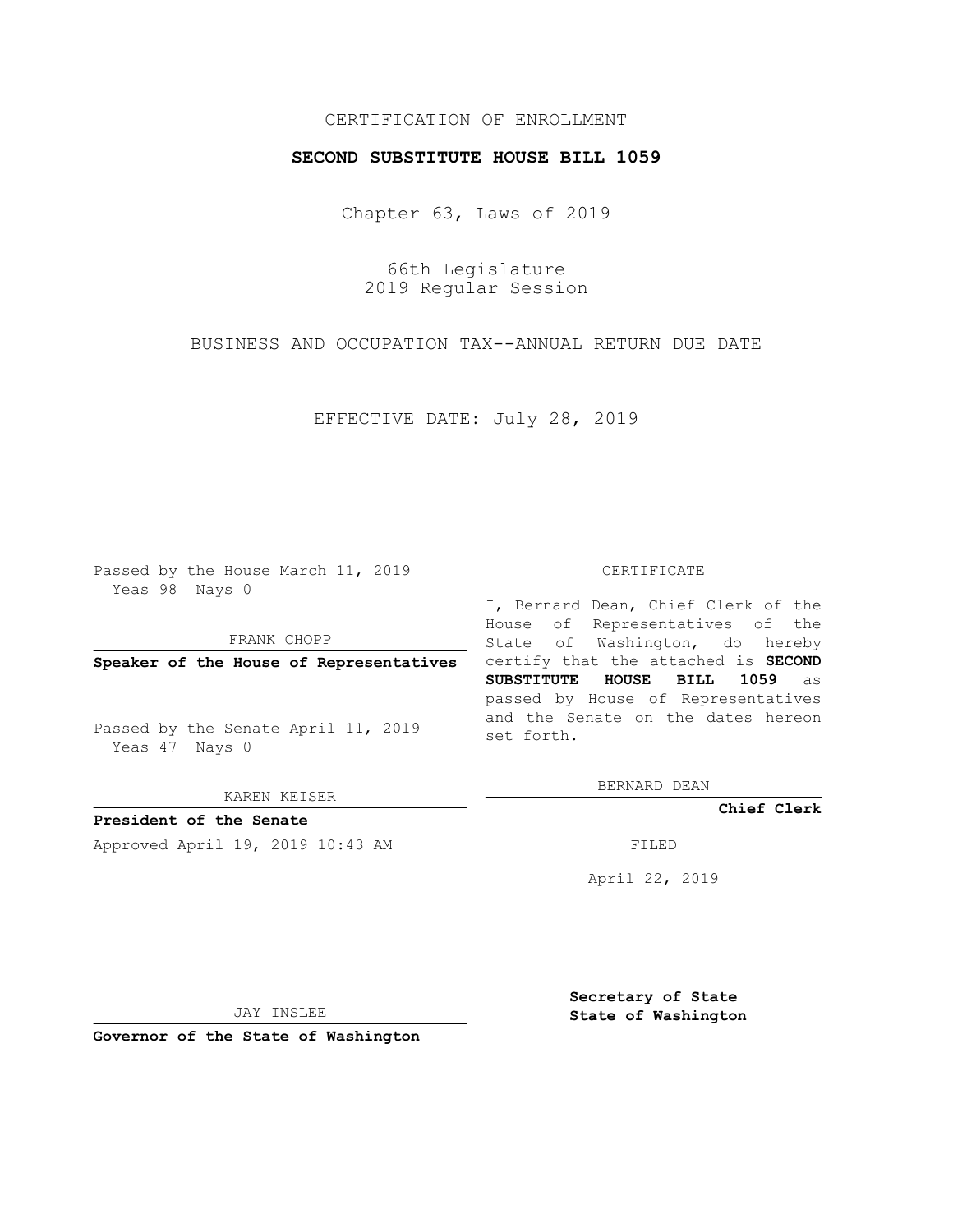CERTIFICATION OF ENROLLMENT

**SECOND SUBSTITUTE HOUSE BILL 1059**

Chapter 63, Laws of 2019

66th Legislature
2019 Regular Session

BUSINESS AND OCCUPATION TAX--ANNUAL RETURN DUE DATE

EFFECTIVE DATE: July 28, 2019

Passed by the House March 11, 2019
Yeas 98 Nays 0

FRANK CHOPP

**Speaker of the House of Representatives**

Passed by the Senate April 11, 2019
Yeas 47 Nays 0

KAREN KEISER

**President of the Senate**

Approved April 19, 2019 10:43 AM

JAY INSLEE

**Governor of the State of Washington**

CERTIFICATE

I, Bernard Dean, Chief Clerk of the House of Representatives of the State of Washington, do hereby certify that the attached is **SECOND SUBSTITUTE HOUSE BILL 1059** as passed by House of Representatives and the Senate on the dates hereon set forth.

BERNARD DEAN

**Chief Clerk**

FILED

April 22, 2019

**Secretary of State**
**State of Washington**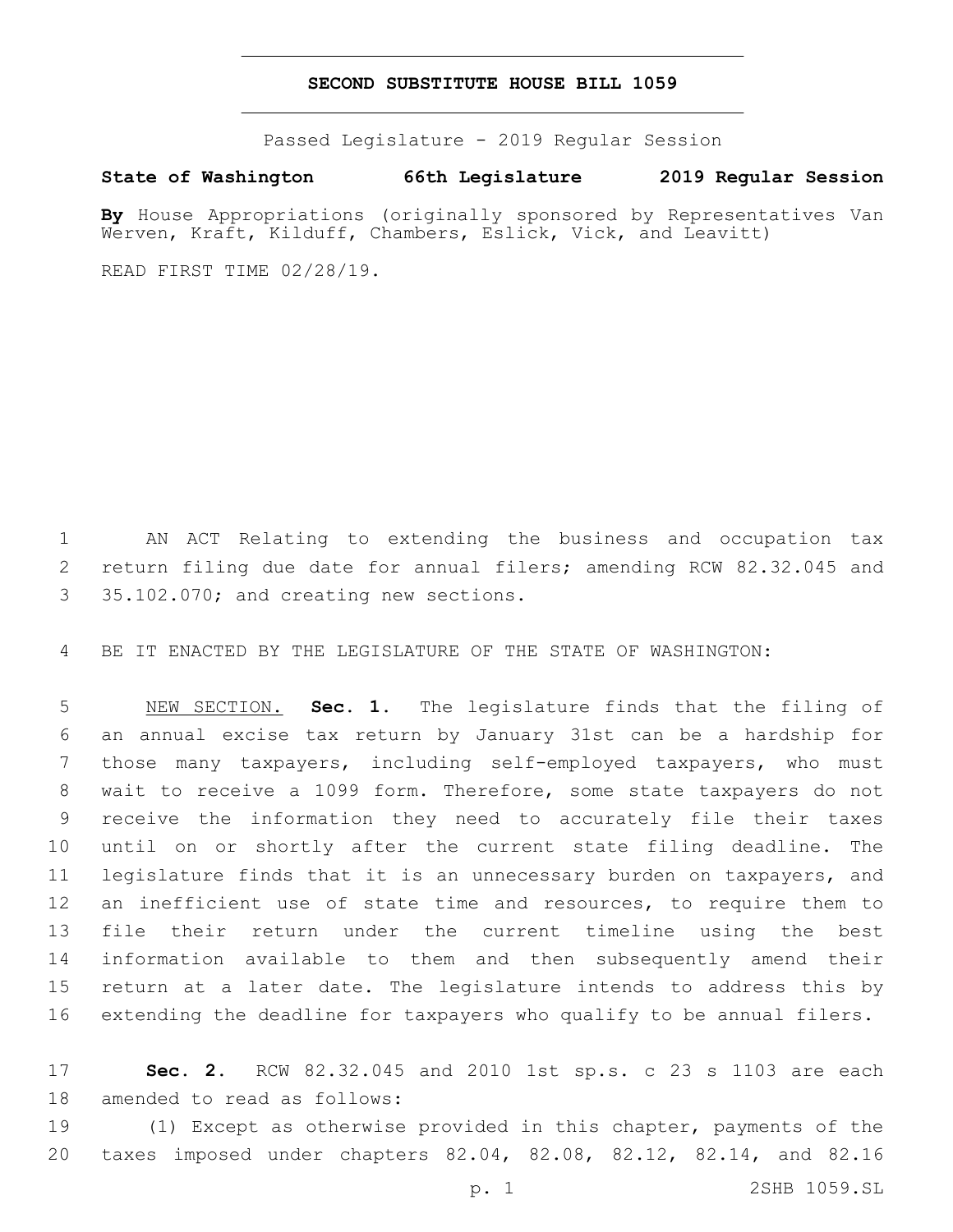# SECOND SUBSTITUTE HOUSE BILL 1059

Passed Legislature - 2019 Regular Session

**State of Washington 66th Legislature 2019 Regular Session**

**By** House Appropriations (originally sponsored by Representatives Van Werven, Kraft, Kilduff, Chambers, Eslick, Vick, and Leavitt)

READ FIRST TIME 02/28/19.

AN ACT Relating to extending the business and occupation tax return filing due date for annual filers; amending RCW 82.32.045 and 35.102.070; and creating new sections.

BE IT ENACTED BY THE LEGISLATURE OF THE STATE OF WASHINGTON:

NEW SECTION. **Sec. 1.** The legislature finds that the filing of an annual excise tax return by January 31st can be a hardship for those many taxpayers, including self-employed taxpayers, who must wait to receive a 1099 form. Therefore, some state taxpayers do not receive the information they need to accurately file their taxes until on or shortly after the current state filing deadline. The legislature finds that it is an unnecessary burden on taxpayers, and an inefficient use of state time and resources, to require them to file their return under the current timeline using the best information available to them and then subsequently amend their return at a later date. The legislature intends to address this by extending the deadline for taxpayers who qualify to be annual filers.

**Sec. 2.** RCW 82.32.045 and 2010 1st sp.s. c 23 s 1103 are each amended to read as follows:

(1) Except as otherwise provided in this chapter, payments of the taxes imposed under chapters 82.04, 82.08, 82.12, 82.14, and 82.16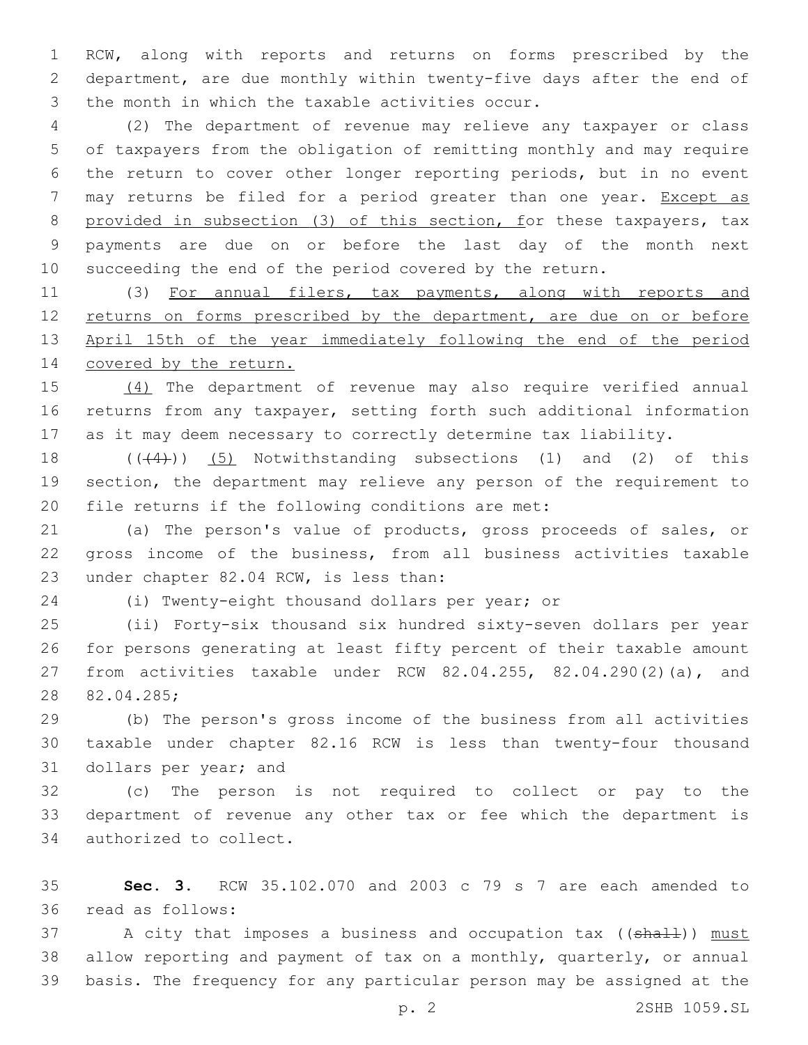RCW, along with reports and returns on forms prescribed by the department, are due monthly within twenty-five days after the end of the month in which the taxable activities occur.

(2) The department of revenue may relieve any taxpayer or class of taxpayers from the obligation of remitting monthly and may require the return to cover other longer reporting periods, but in no event may returns be filed for a period greater than one year. <u>Except as provided in subsection (3) of this section, f</u>or these taxpayers, tax payments are due on or before the last day of the month next succeeding the end of the period covered by the return.

(3) <u>For annual filers, tax payments, along with reports and returns on forms prescribed by the department, are due on or before April 15th of the year immediately following the end of the period covered by the return.</u>

<u>(4)</u> The department of revenue may also require verified annual returns from any taxpayer, setting forth such additional information as it may deem necessary to correctly determine tax liability.

((~~(4)~~)) <u>(5)</u> Notwithstanding subsections (1) and (2) of this section, the department may relieve any person of the requirement to file returns if the following conditions are met:

(a) The person's value of products, gross proceeds of sales, or gross income of the business, from all business activities taxable under chapter 82.04 RCW, is less than:

(i) Twenty-eight thousand dollars per year; or

(ii) Forty-six thousand six hundred sixty-seven dollars per year for persons generating at least fifty percent of their taxable amount from activities taxable under RCW 82.04.255, 82.04.290(2)(a), and 82.04.285;

(b) The person's gross income of the business from all activities taxable under chapter 82.16 RCW is less than twenty-four thousand dollars per year; and

(c) The person is not required to collect or pay to the department of revenue any other tax or fee which the department is authorized to collect.

**Sec. 3.** RCW 35.102.070 and 2003 c 79 s 7 are each amended to read as follows:

A city that imposes a business and occupation tax ((~~shall~~)) <u>must</u> allow reporting and payment of tax on a monthly, quarterly, or annual basis. The frequency for any particular person may be assigned at the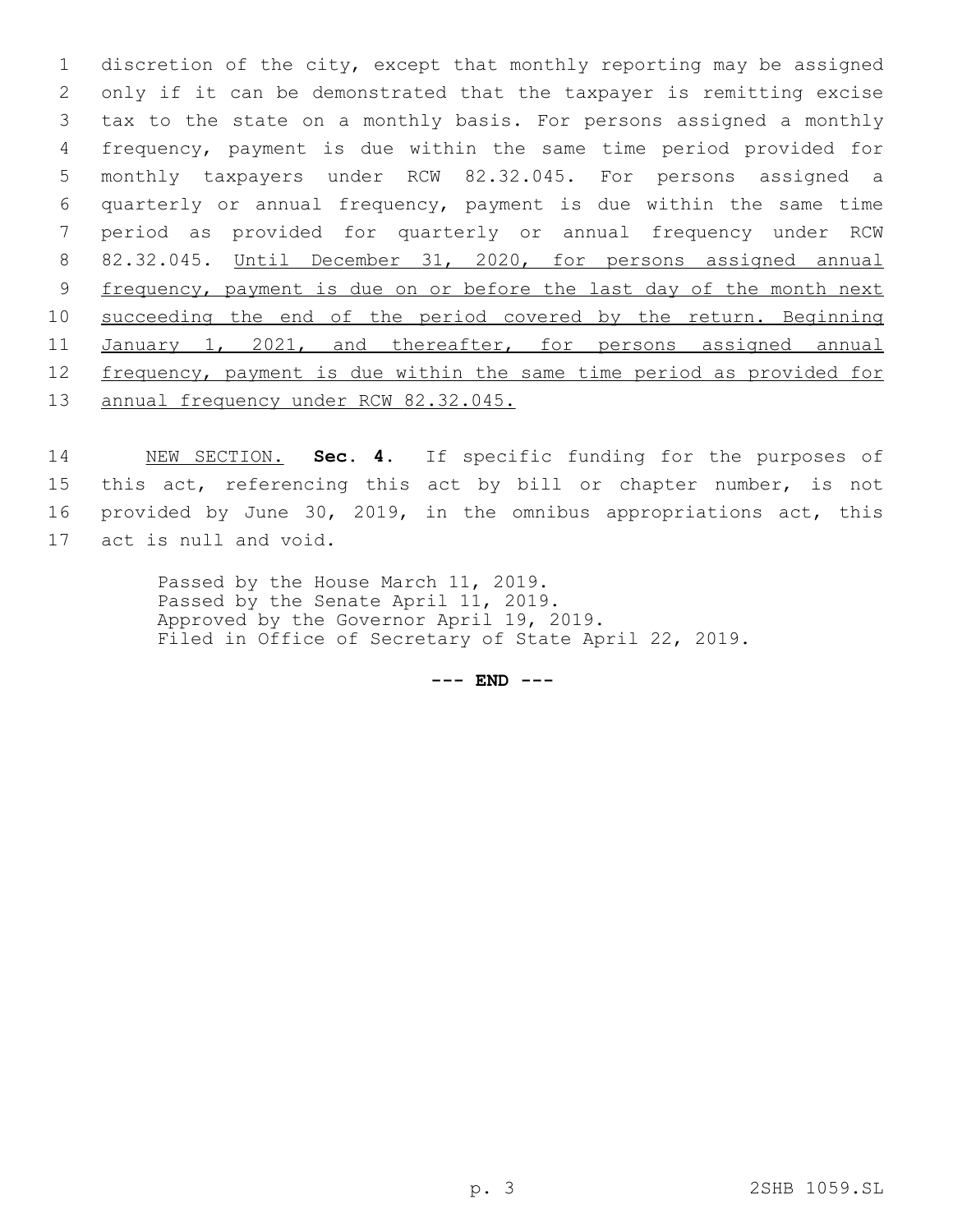discretion of the city, except that monthly reporting may be assigned only if it can be demonstrated that the taxpayer is remitting excise tax to the state on a monthly basis. For persons assigned a monthly frequency, payment is due within the same time period provided for monthly taxpayers under RCW 82.32.045. For persons assigned a quarterly or annual frequency, payment is due within the same time period as provided for quarterly or annual frequency under RCW 82.32.045. <u>Until December 31, 2020, for persons assigned annual frequency, payment is due on or before the last day of the month next succeeding the end of the period covered by the return. Beginning January 1, 2021, and thereafter, for persons assigned annual frequency, payment is due within the same time period as provided for annual frequency under RCW 82.32.045.</u>

<u>NEW SECTION.</u> **Sec. 4.** If specific funding for the purposes of this act, referencing this act by bill or chapter number, is not provided by June 30, 2019, in the omnibus appropriations act, this act is null and void.

Passed by the House March 11, 2019.
Passed by the Senate April 11, 2019.
Approved by the Governor April 19, 2019.
Filed in Office of Secretary of State April 22, 2019.

**--- END ---**